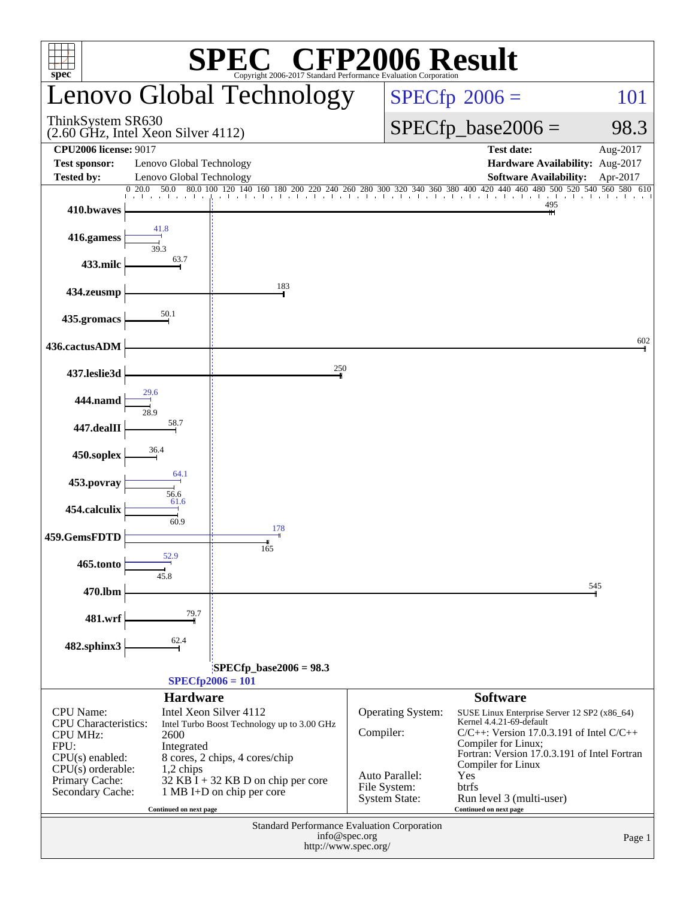# SPEC CFP2006 Result

Copyright 2006-2017 Standard Performance Evaluation Corporation

## Lenovo Global Technology

ThinkSystem SR630
(2.60 GHz, Intel Xeon Silver 4112)

SPECfp 2006 = 101

SPECfp_base2006 = 98.3

| | | | |
|---|---|---|---|
| **CPU2006 license:** 9017 | | **Test date:** | Aug-2017 |
| **Test sponsor:** | Lenovo Global Technology | **Hardware Availability:** | Aug-2017 |
| **Tested by:** | Lenovo Global Technology | **Software Availability:** | Apr-2017 |

| Benchmark | Peak | Base |
|---|---|---|
| 410.bwaves | | 495 |
| 416.gamess | 41.8 | 39.3 |
| 433.milc | | 63.7 |
| 434.zeusmp | | 183 |
| 435.gromacs | | 50.1 |
| 436.cactusADM | | 602 |
| 437.leslie3d | | 250 |
| 444.namd | 29.6 | 28.9 |
| 447.dealII | | 58.7 |
| 450.soplex | | 36.4 |
| 453.povray | 64.1 | 56.6 |
| 454.calculix | 61.6 | 60.9 |
| 459.GemsFDTD | 178 | 165 |
| 465.tonto | 52.9 | 45.8 |
| 470.lbm | | 545 |
| 481.wrf | | 79.7 |
| 482.sphinx3 | | 62.4 |

SPECfp_base2006 = 98.3

SPECfp2006 = 101

### Hardware

| | |
|---|---|
| CPU Name: | Intel Xeon Silver 4112 |
| CPU Characteristics: | Intel Turbo Boost Technology up to 3.00 GHz |
| CPU MHz: | 2600 |
| FPU: | Integrated |
| CPU(s) enabled: | 8 cores, 2 chips, 4 cores/chip |
| CPU(s) orderable: | 1,2 chips |
| Primary Cache: | 32 KB I + 32 KB D on chip per core |
| Secondary Cache: | 1 MB I+D on chip per core |

Continued on next page

### Software

| | |
|---|---|
| Operating System: | SUSE Linux Enterprise Server 12 SP2 (x86_64) Kernel 4.4.21-69-default |
| Compiler: | C/C++: Version 17.0.3.191 of Intel C/C++ Compiler for Linux; Fortran: Version 17.0.3.191 of Intel Fortran Compiler for Linux |
| Auto Parallel: | Yes |
| File System: | btrfs |
| System State: | Run level 3 (multi-user) |

Continued on next page

Standard Performance Evaluation Corporation
info@spec.org
http://www.spec.org/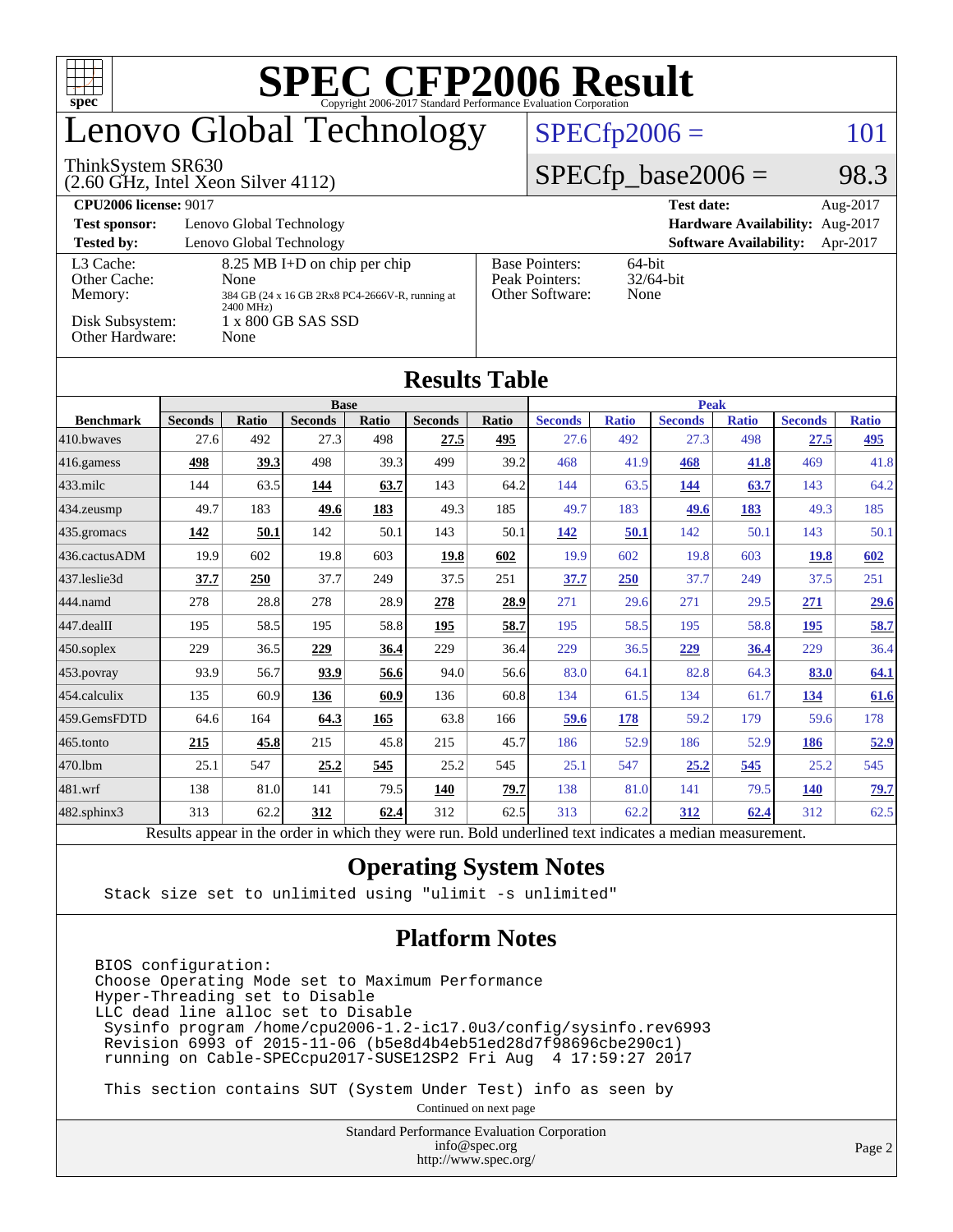# SPEC CFP2006 Result

Copyright 2006-2017 Standard Performance Evaluation Corporation

# Lenovo Global Technology

ThinkSystem SR630
(2.60 GHz, Intel Xeon Silver 4112)

SPECfp2006 = 101

SPECfp_base2006 = 98.3

| | | | |
|---|---|---|---|
| **CPU2006 license:** 9017 | | **Test date:** | Aug-2017 |
| **Test sponsor:** | Lenovo Global Technology | **Hardware Availability:** | Aug-2017 |
| **Tested by:** | Lenovo Global Technology | **Software Availability:** | Apr-2017 |

| | |
|---|---|
| L3 Cache: | 8.25 MB I+D on chip per chip |
| Other Cache: | None |
| Memory: | 384 GB (24 x 16 GB 2Rx8 PC4-2666V-R, running at 2400 MHz) |
| Disk Subsystem: | 1 x 800 GB SAS SSD |
| Other Hardware: | None |

| | |
|---|---|
| Base Pointers: | 64-bit |
| Peak Pointers: | 32/64-bit |
| Other Software: | None |

## Results Table

| | Base | | | | | | Peak | | | | | |
|---|---|---|---|---|---|---|---|---|---|---|---|---|
| **Benchmark** | **Seconds** | **Ratio** | **Seconds** | **Ratio** | **Seconds** | **Ratio** | **Seconds** | **Ratio** | **Seconds** | **Ratio** | **Seconds** | **Ratio** |
| 410.bwaves | 27.6 | 492 | 27.3 | 498 | **27.5** | **495** | 27.6 | 492 | 27.3 | 498 | **27.5** | **495** |
| 416.gamess | **498** | **39.3** | 498 | 39.3 | 499 | 39.2 | 468 | 41.9 | **468** | **41.8** | 469 | 41.8 |
| 433.milc | 144 | 63.5 | **144** | **63.7** | 143 | 64.2 | 144 | 63.5 | **144** | **63.7** | 143 | 64.2 |
| 434.zeusmp | 49.7 | 183 | **49.6** | **183** | 49.3 | 185 | 49.7 | 183 | **49.6** | **183** | 49.3 | 185 |
| 435.gromacs | **142** | **50.1** | 142 | 50.1 | 143 | 50.1 | **142** | **50.1** | 142 | 50.1 | 143 | 50.1 |
| 436.cactusADM | 19.9 | 602 | 19.8 | 603 | **19.8** | **602** | 19.9 | 602 | 19.8 | 603 | **19.8** | **602** |
| 437.leslie3d | **37.7** | **250** | 37.7 | 249 | 37.5 | 251 | **37.7** | **250** | 37.7 | 249 | 37.5 | 251 |
| 444.namd | 278 | 28.8 | 278 | 28.9 | **278** | **28.9** | 271 | 29.6 | 271 | 29.5 | **271** | **29.6** |
| 447.dealII | 195 | 58.5 | 195 | 58.8 | **195** | **58.7** | 195 | 58.5 | 195 | 58.8 | **195** | **58.7** |
| 450.soplex | 229 | 36.5 | **229** | **36.4** | 229 | 36.4 | 229 | 36.5 | **229** | **36.4** | 229 | 36.4 |
| 453.povray | 93.9 | 56.7 | **93.9** | **56.6** | 94.0 | 56.6 | 83.0 | 64.1 | 82.8 | 64.3 | **83.0** | **64.1** |
| 454.calculix | 135 | 60.9 | **136** | **60.9** | 136 | 60.8 | 134 | 61.5 | 134 | 61.7 | **134** | **61.6** |
| 459.GemsFDTD | 64.6 | 164 | **64.3** | **165** | 63.8 | 166 | **59.6** | **178** | 59.2 | 179 | 59.6 | 178 |
| 465.tonto | **215** | **45.8** | 215 | 45.8 | 215 | 45.7 | 186 | 52.9 | 186 | 52.9 | **186** | **52.9** |
| 470.lbm | 25.1 | 547 | **25.2** | **545** | 25.2 | 545 | 25.1 | 547 | **25.2** | **545** | 25.2 | 545 |
| 481.wrf | 138 | 81.0 | 141 | 79.5 | **140** | **79.7** | 138 | 81.0 | 141 | 79.5 | **140** | **79.7** |
| 482.sphinx3 | 313 | 62.2 | **312** | **62.4** | 312 | 62.5 | 313 | 62.2 | **312** | **62.4** | 312 | 62.5 |

Results appear in the order in which they were run. Bold underlined text indicates a median measurement.

## Operating System Notes

```
Stack size set to unlimited using "ulimit -s unlimited"
```

## Platform Notes

```
BIOS configuration:
Choose Operating Mode set to Maximum Performance
Hyper-Threading set to Disable
LLC dead line alloc set to Disable
 Sysinfo program /home/cpu2006-1.2-ic17.0u3/config/sysinfo.rev6993
 Revision 6993 of 2015-11-06 (b5e8d4b4eb51ed28d7f98696cbe290c1)
 running on Cable-SPECcpu2017-SUSE12SP2 Fri Aug  4 17:59:27 2017

 This section contains SUT (System Under Test) info as seen by
```

Continued on next page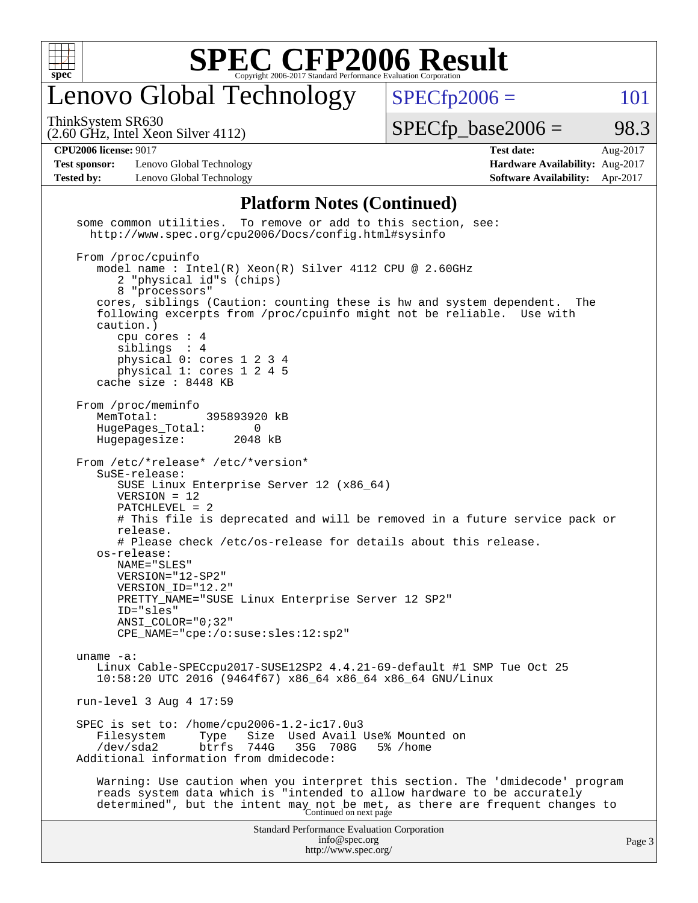# SPEC CFP2006 Result

Copyright 2006-2017 Standard Performance Evaluation Corporation

## Lenovo Global Technology

ThinkSystem SR630
(2.60 GHz, Intel Xeon Silver 4112)

SPECfp2006 = 101

SPECfp_base2006 = 98.3

| | | | |
|---|---|---|---|
| **CPU2006 license:** 9017 | | **Test date:** | Aug-2017 |
| **Test sponsor:** | Lenovo Global Technology | **Hardware Availability:** | Aug-2017 |
| **Tested by:** | Lenovo Global Technology | **Software Availability:** | Apr-2017 |

### Platform Notes (Continued)

```
some common utilities.  To remove or add to this section, see:
  http://www.spec.org/cpu2006/Docs/config.html#sysinfo

From /proc/cpuinfo
   model name : Intel(R) Xeon(R) Silver 4112 CPU @ 2.60GHz
      2 "physical id"s (chips)
      8 "processors"
   cores, siblings (Caution: counting these is hw and system dependent.  The
   following excerpts from /proc/cpuinfo might not be reliable.  Use with
   caution.)
      cpu cores : 4
      siblings  : 4
      physical 0: cores 1 2 3 4
      physical 1: cores 1 2 4 5
   cache size : 8448 KB

From /proc/meminfo
   MemTotal:       395893920 kB
   HugePages_Total:       0
   Hugepagesize:       2048 kB

From /etc/*release* /etc/*version*
   SuSE-release:
      SUSE Linux Enterprise Server 12 (x86_64)
      VERSION = 12
      PATCHLEVEL = 2
      # This file is deprecated and will be removed in a future service pack or
      release.
      # Please check /etc/os-release for details about this release.
   os-release:
      NAME="SLES"
      VERSION="12-SP2"
      VERSION_ID="12.2"
      PRETTY_NAME="SUSE Linux Enterprise Server 12 SP2"
      ID="sles"
      ANSI_COLOR="0;32"
      CPE_NAME="cpe:/o:suse:sles:12:sp2"

uname -a:
   Linux Cable-SPECcpu2017-SUSE12SP2 4.4.21-69-default #1 SMP Tue Oct 25
   10:58:20 UTC 2016 (9464f67) x86_64 x86_64 x86_64 GNU/Linux

run-level 3 Aug 4 17:59

SPEC is set to: /home/cpu2006-1.2-ic17.0u3
   Filesystem     Type   Size  Used Avail Use% Mounted on
   /dev/sda2      btrfs  744G   35G  708G   5% /home
Additional information from dmidecode:

   Warning: Use caution when you interpret this section. The 'dmidecode' program
   reads system data which is "intended to allow hardware to be accurately
   determined", but the intent may not be met, as there are frequent changes to
```

Continued on next page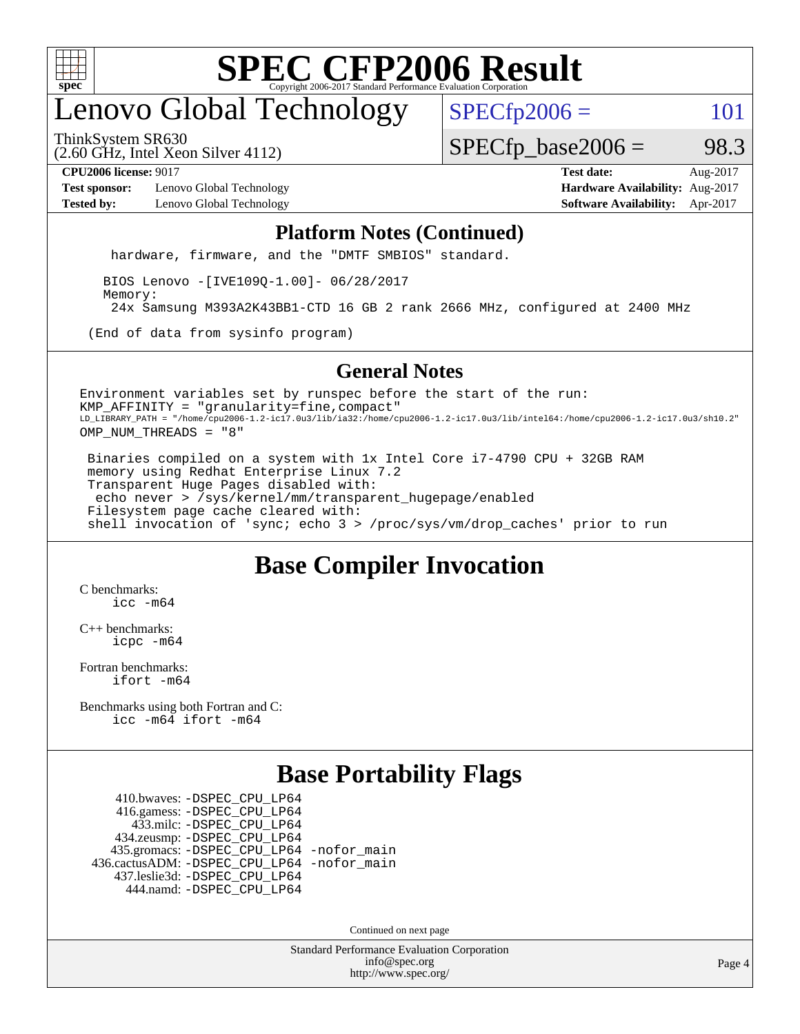# SPEC CFP2006 Result

Copyright 2006-2017 Standard Performance Evaluation Corporation

## Lenovo Global Technology

ThinkSystem SR630
(2.60 GHz, Intel Xeon Silver 4112)

SPECfp2006 = 101

SPECfp_base2006 = 98.3

| | | | |
|---|---|---|---|
| **CPU2006 license:** 9017 | | **Test date:** | Aug-2017 |
| **Test sponsor:** | Lenovo Global Technology | **Hardware Availability:** | Aug-2017 |
| **Tested by:** | Lenovo Global Technology | **Software Availability:** | Apr-2017 |

### Platform Notes (Continued)

```
    hardware, firmware, and the "DMTF SMBIOS" standard.

   BIOS Lenovo -[IVE109Q-1.00]- 06/28/2017
   Memory:
    24x Samsung M393A2K43BB1-CTD 16 GB 2 rank 2666 MHz, configured at 2400 MHz

 (End of data from sysinfo program)
```

### General Notes

```
Environment variables set by runspec before the start of the run:
KMP_AFFINITY = "granularity=fine,compact"
LD_LIBRARY_PATH = "/home/cpu2006-1.2-ic17.0u3/lib/ia32:/home/cpu2006-1.2-ic17.0u3/lib/intel64:/home/cpu2006-1.2-ic17.0u3/sh10.2"
OMP_NUM_THREADS = "8"

 Binaries compiled on a system with 1x Intel Core i7-4790 CPU + 32GB RAM
 memory using Redhat Enterprise Linux 7.2
 Transparent Huge Pages disabled with:
  echo never > /sys/kernel/mm/transparent_hugepage/enabled
 Filesystem page cache cleared with:
 shell invocation of 'sync; echo 3 > /proc/sys/vm/drop_caches' prior to run
```

## Base Compiler Invocation

C benchmarks:
    icc -m64

C++ benchmarks:
    icpc -m64

Fortran benchmarks:
    ifort -m64

Benchmarks using both Fortran and C:
    icc -m64 ifort -m64

## Base Portability Flags

| | |
|---|---|
| 410.bwaves: | -DSPEC_CPU_LP64 |
| 416.gamess: | -DSPEC_CPU_LP64 |
| 433.milc: | -DSPEC_CPU_LP64 |
| 434.zeusmp: | -DSPEC_CPU_LP64 |
| 435.gromacs: | -DSPEC_CPU_LP64 -nofor_main |
| 436.cactusADM: | -DSPEC_CPU_LP64 -nofor_main |
| 437.leslie3d: | -DSPEC_CPU_LP64 |
| 444.namd: | -DSPEC_CPU_LP64 |

Continued on next page

Standard Performance Evaluation Corporation
info@spec.org
http://www.spec.org/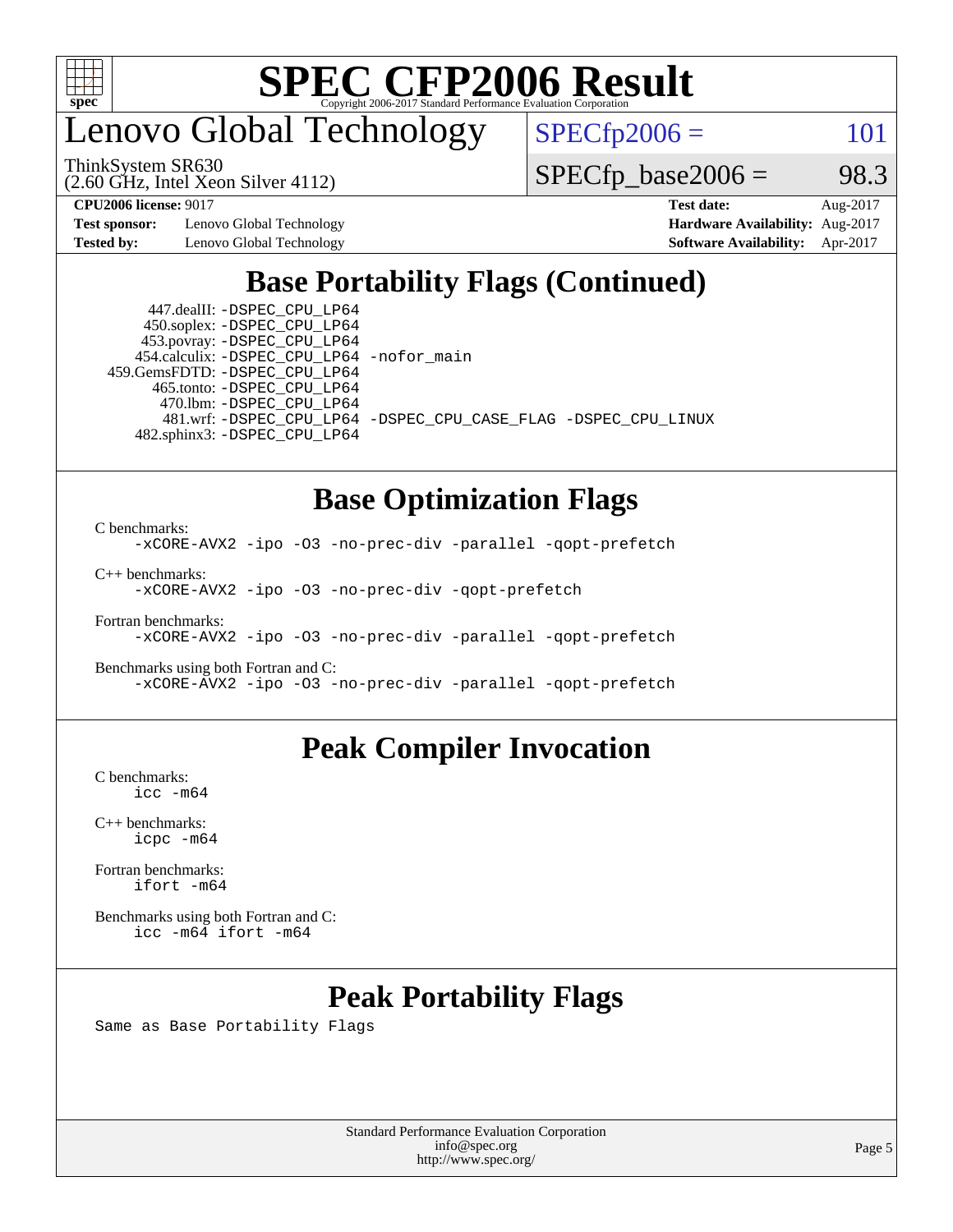# SPEC CFP2006 Result

Copyright 2006-2017 Standard Performance Evaluation Corporation

# Lenovo Global Technology

ThinkSystem SR630
(2.60 GHz, Intel Xeon Silver 4112)

SPECfp2006 = 101

SPECfp_base2006 = 98.3

| | | | |
|---|---|---|---|
| **CPU2006 license:** 9017 | | **Test date:** | Aug-2017 |
| **Test sponsor:** | Lenovo Global Technology | **Hardware Availability:** | Aug-2017 |
| **Tested by:** | Lenovo Global Technology | **Software Availability:** | Apr-2017 |

## Base Portability Flags (Continued)

447.dealII: -DSPEC_CPU_LP64
450.soplex: -DSPEC_CPU_LP64
453.povray: -DSPEC_CPU_LP64
454.calculix: -DSPEC_CPU_LP64 -nofor_main
459.GemsFDTD: -DSPEC_CPU_LP64
465.tonto: -DSPEC_CPU_LP64
470.lbm: -DSPEC_CPU_LP64
481.wrf: -DSPEC_CPU_LP64 -DSPEC_CPU_CASE_FLAG -DSPEC_CPU_LINUX
482.sphinx3: -DSPEC_CPU_LP64

## Base Optimization Flags

C benchmarks:
```
-xCORE-AVX2 -ipo -O3 -no-prec-div -parallel -qopt-prefetch
```

C++ benchmarks:
```
-xCORE-AVX2 -ipo -O3 -no-prec-div -qopt-prefetch
```

Fortran benchmarks:
```
-xCORE-AVX2 -ipo -O3 -no-prec-div -parallel -qopt-prefetch
```

Benchmarks using both Fortran and C:
```
-xCORE-AVX2 -ipo -O3 -no-prec-div -parallel -qopt-prefetch
```

## Peak Compiler Invocation

C benchmarks:
```
icc -m64
```

C++ benchmarks:
```
icpc -m64
```

Fortran benchmarks:
```
ifort -m64
```

Benchmarks using both Fortran and C:
```
icc -m64 ifort -m64
```

## Peak Portability Flags

Same as Base Portability Flags

Standard Performance Evaluation Corporation
info@spec.org
http://www.spec.org/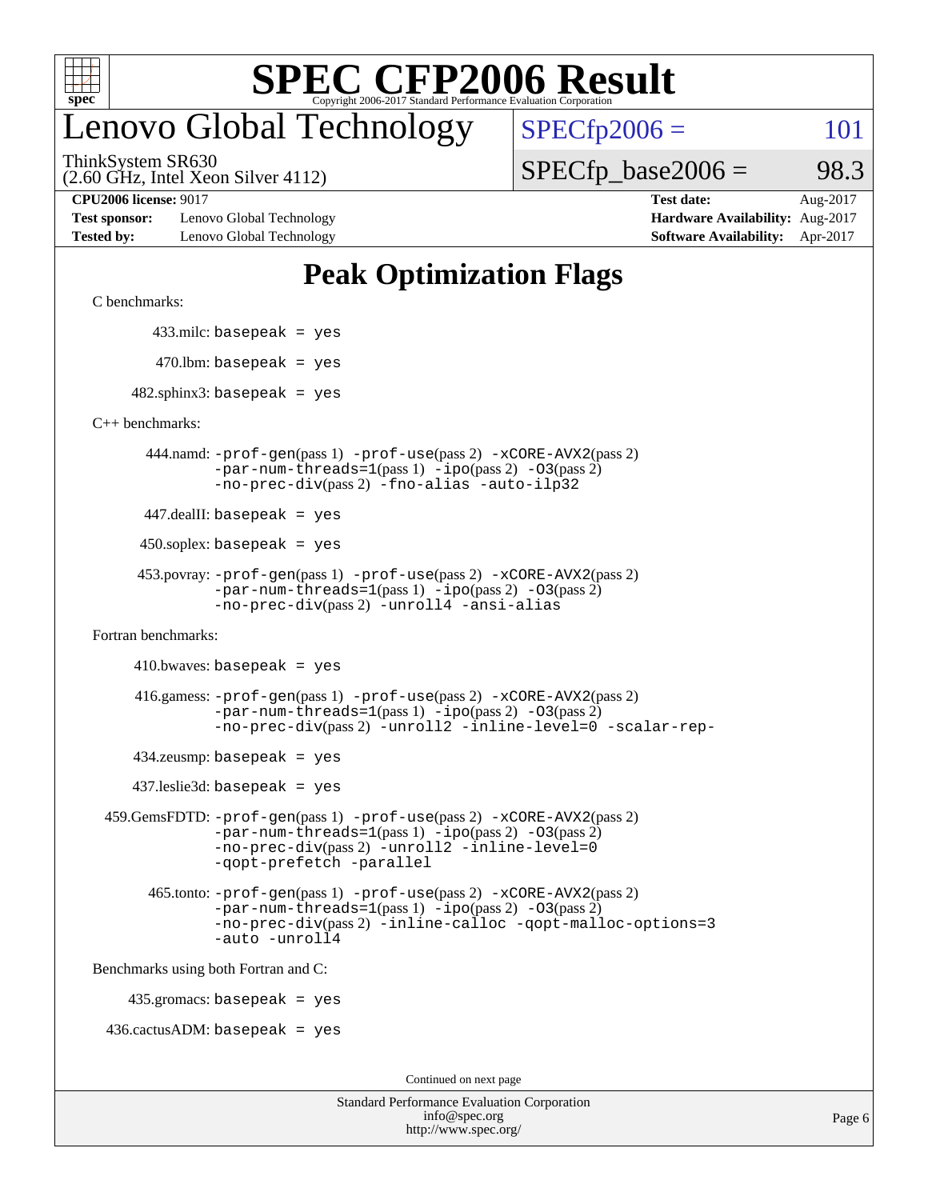# SPEC CFP2006 Result

Copyright 2006-2017 Standard Performance Evaluation Corporation

# Lenovo Global Technology

ThinkSystem SR630
(2.60 GHz, Intel Xeon Silver 4112)

SPECfp2006 = 101

SPECfp_base2006 = 98.3

**CPU2006 license:** 9017
**Test sponsor:** Lenovo Global Technology
**Tested by:** Lenovo Global Technology

**Test date:** Aug-2017
**Hardware Availability:** Aug-2017
**Software Availability:** Apr-2017

## Peak Optimization Flags

C benchmarks:

433.milc: basepeak = yes

470.lbm: basepeak = yes

482.sphinx3: basepeak = yes

C++ benchmarks:

444.namd: -prof-gen(pass 1) -prof-use(pass 2) -xCORE-AVX2(pass 2) -par-num-threads=1(pass 1) -ipo(pass 2) -O3(pass 2) -no-prec-div(pass 2) -fno-alias -auto-ilp32

447.dealII: basepeak = yes

450.soplex: basepeak = yes

453.povray: -prof-gen(pass 1) -prof-use(pass 2) -xCORE-AVX2(pass 2) -par-num-threads=1(pass 1) -ipo(pass 2) -O3(pass 2) -no-prec-div(pass 2) -unroll4 -ansi-alias

Fortran benchmarks:

410.bwaves: basepeak = yes

416.gamess: -prof-gen(pass 1) -prof-use(pass 2) -xCORE-AVX2(pass 2) -par-num-threads=1(pass 1) -ipo(pass 2) -O3(pass 2) -no-prec-div(pass 2) -unroll2 -inline-level=0 -scalar-rep-

434.zeusmp: basepeak = yes

437.leslie3d: basepeak = yes

459.GemsFDTD: -prof-gen(pass 1) -prof-use(pass 2) -xCORE-AVX2(pass 2) -par-num-threads=1(pass 1) -ipo(pass 2) -O3(pass 2) -no-prec-div(pass 2) -unroll2 -inline-level=0 -qopt-prefetch -parallel

465.tonto: -prof-gen(pass 1) -prof-use(pass 2) -xCORE-AVX2(pass 2) -par-num-threads=1(pass 1) -ipo(pass 2) -O3(pass 2) -no-prec-div(pass 2) -inline-calloc -qopt-malloc-options=3 -auto -unroll4

Benchmarks using both Fortran and C:

435.gromacs: basepeak = yes

436.cactusADM: basepeak = yes

Continued on next page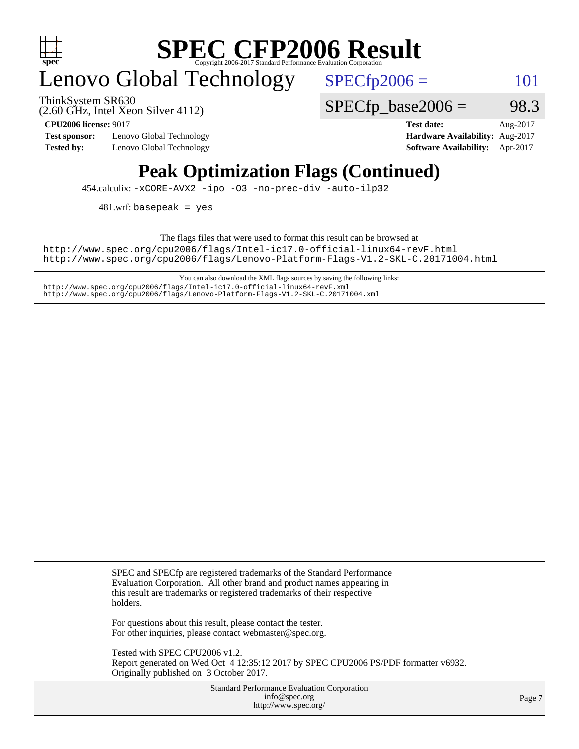# Peak Optimization Flags (Continued)

454.calculix: -xCORE-AVX2 -ipo -O3 -no-prec-div -auto-ilp32

481.wrf: basepeak = yes

The flags files that were used to format this result can be browsed at
http://www.spec.org/cpu2006/flags/Intel-ic17.0-official-linux64-revF.html
http://www.spec.org/cpu2006/flags/Lenovo-Platform-Flags-V1.2-SKL-C.20171004.html

You can also download the XML flags sources by saving the following links:
http://www.spec.org/cpu2006/flags/Intel-ic17.0-official-linux64-revF.xml
http://www.spec.org/cpu2006/flags/Lenovo-Platform-Flags-V1.2-SKL-C.20171004.xml

SPEC and SPECfp are registered trademarks of the Standard Performance Evaluation Corporation. All other brand and product names appearing in this result are trademarks or registered trademarks of their respective holders.

For questions about this result, please contact the tester.
For other inquiries, please contact webmaster@spec.org.

Tested with SPEC CPU2006 v1.2.
Report generated on Wed Oct 4 12:35:12 2017 by SPEC CPU2006 PS/PDF formatter v6932.
Originally published on 3 October 2017.